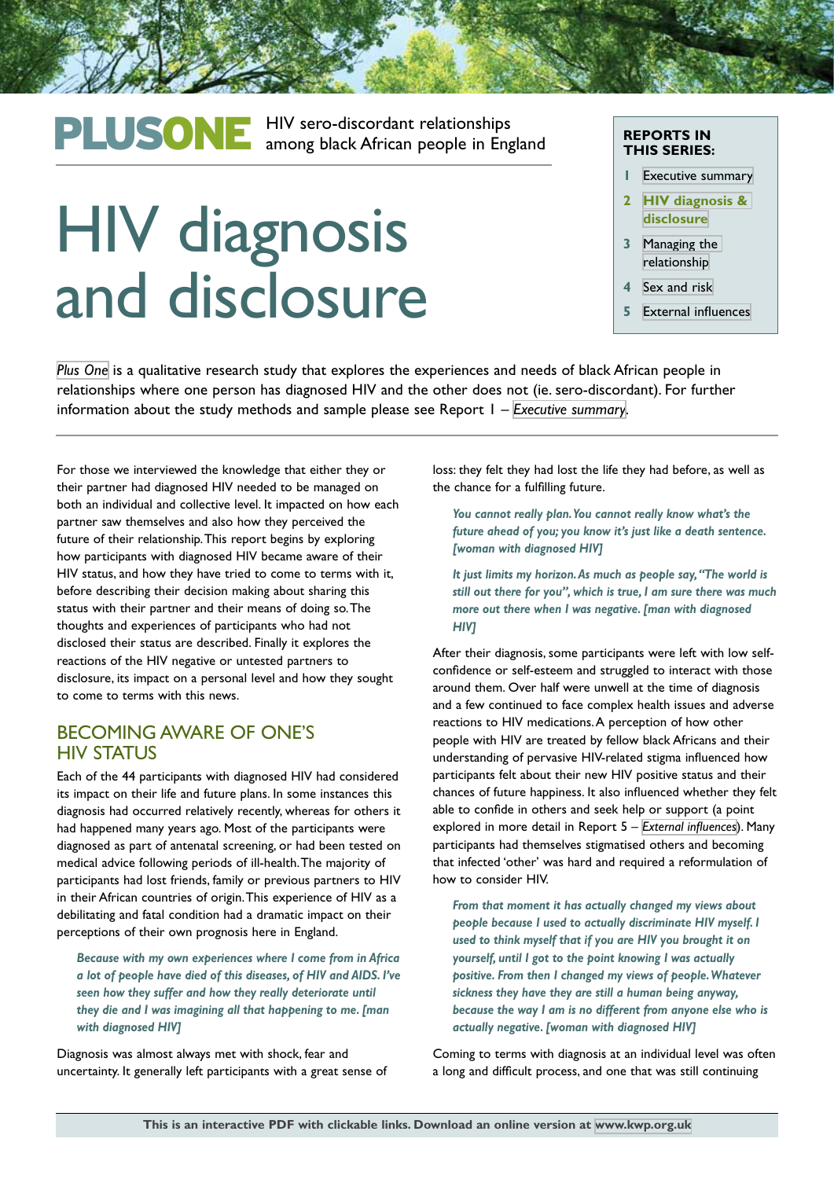**PLUSONE** HIV sero-discordant relationships among black African people in England

# HIV diagnosis and disclosure

**REPORTS IN THIS SERIES:**

1. Executive summary
2. **HIV diagnosis & disclosure**
3. Managing the relationship
4. Sex and risk
5. External influences

*Plus One* is a qualitative research study that explores the experiences and needs of black African people in relationships where one person has diagnosed HIV and the other does not (ie. sero-discordant). For further information about the study methods and sample please see Report 1 – *Executive summary*.

For those we interviewed the knowledge that either they or their partner had diagnosed HIV needed to be managed on both an individual and collective level. It impacted on how each partner saw themselves and also how they perceived the future of their relationship. This report begins by exploring how participants with diagnosed HIV became aware of their HIV status, and how they have tried to come to terms with it, before describing their decision making about sharing this status with their partner and their means of doing so. The thoughts and experiences of participants who had not disclosed their status are described. Finally it explores the reactions of the HIV negative or untested partners to disclosure, its impact on a personal level and how they sought to come to terms with this news.

## BECOMING AWARE OF ONE'S HIV STATUS

Each of the 44 participants with diagnosed HIV had considered its impact on their life and future plans. In some instances this diagnosis had occurred relatively recently, whereas for others it had happened many years ago. Most of the participants were diagnosed as part of antenatal screening, or had been tested on medical advice following periods of ill-health. The majority of participants had lost friends, family or previous partners to HIV in their African countries of origin. This experience of HIV as a debilitating and fatal condition had a dramatic impact on their perceptions of their own prognosis here in England.

> *Because with my own experiences where I come from in Africa a lot of people have died of this diseases, of HIV and AIDS. I've seen how they suffer and how they really deteriorate until they die and I was imagining all that happening to me. [man with diagnosed HIV]*

Diagnosis was almost always met with shock, fear and uncertainty. It generally left participants with a great sense of loss: they felt they had lost the life they had before, as well as the chance for a fulfilling future.

> *You cannot really plan. You cannot really know what's the future ahead of you; you know it's just like a death sentence. [woman with diagnosed HIV]*

> *It just limits my horizon. As much as people say, "The world is still out there for you", which is true, I am sure there was much more out there when I was negative. [man with diagnosed HIV]*

After their diagnosis, some participants were left with low self-confidence or self-esteem and struggled to interact with those around them. Over half were unwell at the time of diagnosis and a few continued to face complex health issues and adverse reactions to HIV medications. A perception of how other people with HIV are treated by fellow black Africans and their understanding of pervasive HIV-related stigma influenced how participants felt about their new HIV positive status and their chances of future happiness. It also influenced whether they felt able to confide in others and seek help or support (a point explored in more detail in Report 5 – *External influences*). Many participants had themselves stigmatised others and becoming that infected 'other' was hard and required a reformulation of how to consider HIV.

> *From that moment it has actually changed my views about people because I used to actually discriminate HIV myself. I used to think myself that if you are HIV you brought it on yourself, until I got to the point knowing I was actually positive. From then I changed my views of people. Whatever sickness they have they are still a human being anyway, because the way I am is no different from anyone else who is actually negative. [woman with diagnosed HIV]*

Coming to terms with diagnosis at an individual level was often a long and difficult process, and one that was still continuing

**This is an interactive PDF with clickable links. Download an online version at www.kwp.org.uk**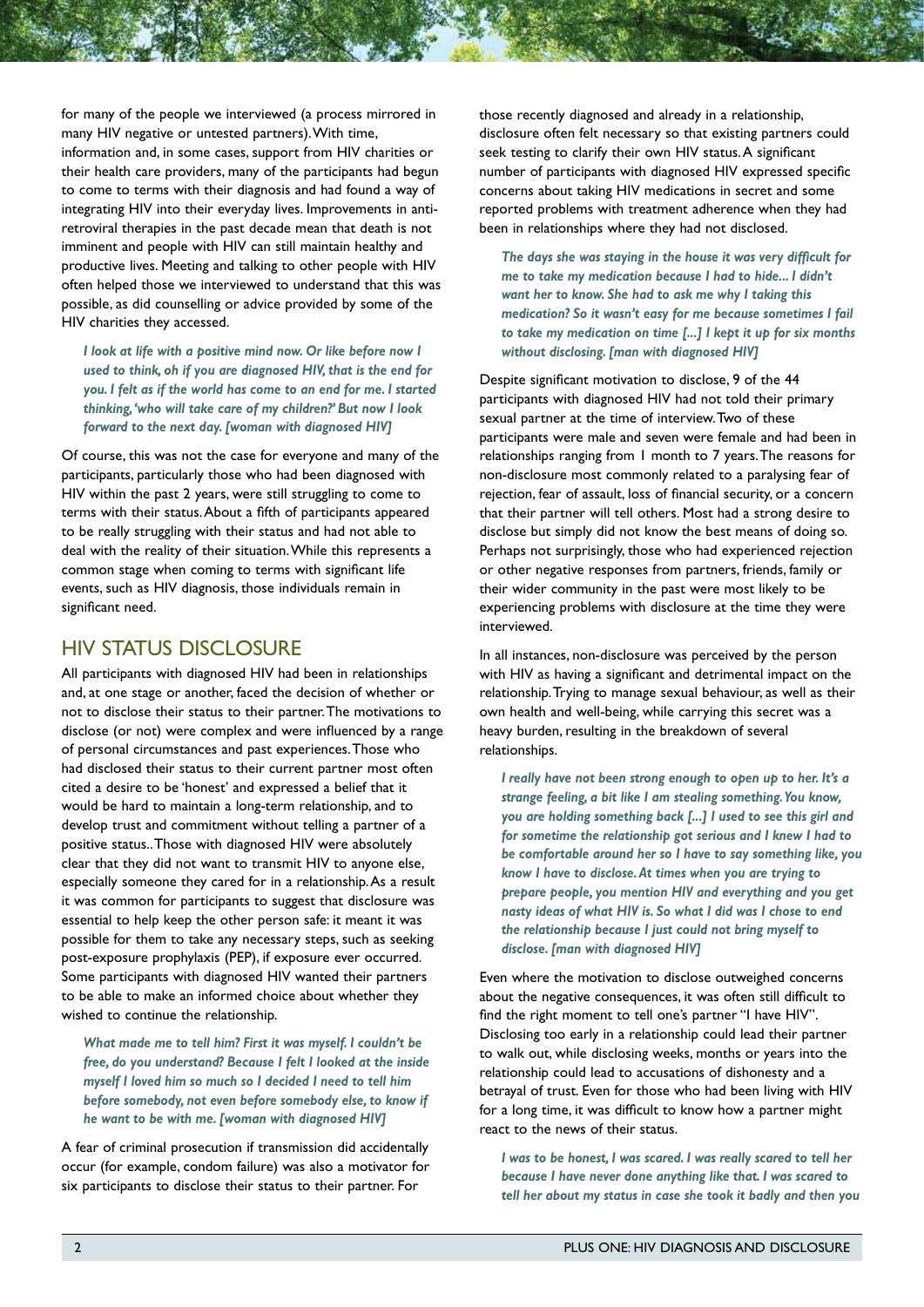for many of the people we interviewed (a process mirrored in many HIV negative or untested partners). With time, information and, in some cases, support from HIV charities or their health care providers, many of the participants had begun to come to terms with their diagnosis and had found a way of integrating HIV into their everyday lives. Improvements in anti-retroviral therapies in the past decade mean that death is not imminent and people with HIV can still maintain healthy and productive lives. Meeting and talking to other people with HIV often helped those we interviewed to understand that this was possible, as did counselling or advice provided by some of the HIV charities they accessed.

> ***I look at life with a positive mind now. Or like before now I used to think, oh if you are diagnosed HIV, that is the end for you. I felt as if the world has come to an end for me. I started thinking, 'who will take care of my children?' But now I look forward to the next day. [woman with diagnosed HIV]***

Of course, this was not the case for everyone and many of the participants, particularly those who had been diagnosed with HIV within the past 2 years, were still struggling to come to terms with their status. About a fifth of participants appeared to be really struggling with their status and had not able to deal with the reality of their situation. While this represents a common stage when coming to terms with significant life events, such as HIV diagnosis, those individuals remain in significant need.

## HIV STATUS DISCLOSURE

All participants with diagnosed HIV had been in relationships and, at one stage or another, faced the decision of whether or not to disclose their status to their partner. The motivations to disclose (or not) were complex and were influenced by a range of personal circumstances and past experiences. Those who had disclosed their status to their current partner most often cited a desire to be 'honest' and expressed a belief that it would be hard to maintain a long-term relationship, and to develop trust and commitment without telling a partner of a positive status.. Those with diagnosed HIV were absolutely clear that they did not want to transmit HIV to anyone else, especially someone they cared for in a relationship. As a result it was common for participants to suggest that disclosure was essential to help keep the other person safe: it meant it was possible for them to take any necessary steps, such as seeking post-exposure prophylaxis (PEP), if exposure ever occurred. Some participants with diagnosed HIV wanted their partners to be able to make an informed choice about whether they wished to continue the relationship.

> ***What made me to tell him? First it was myself. I couldn't be free, do you understand? Because I felt I looked at the inside myself I loved him so much so I decided I need to tell him before somebody, not even before somebody else, to know if he want to be with me. [woman with diagnosed HIV]***

A fear of criminal prosecution if transmission did accidentally occur (for example, condom failure) was also a motivator for six participants to disclose their status to their partner. For those recently diagnosed and already in a relationship, disclosure often felt necessary so that existing partners could seek testing to clarify their own HIV status. A significant number of participants with diagnosed HIV expressed specific concerns about taking HIV medications in secret and some reported problems with treatment adherence when they had been in relationships where they had not disclosed.

> ***The days she was staying in the house it was very difficult for me to take my medication because I had to hide... I didn't want her to know. She had to ask me why I taking this medication? So it wasn't easy for me because sometimes I fail to take my medication on time [...] I kept it up for six months without disclosing. [man with diagnosed HIV]***

Despite significant motivation to disclose, 9 of the 44 participants with diagnosed HIV had not told their primary sexual partner at the time of interview. Two of these participants were male and seven were female and had been in relationships ranging from 1 month to 7 years. The reasons for non-disclosure most commonly related to a paralysing fear of rejection, fear of assault, loss of financial security, or a concern that their partner will tell others. Most had a strong desire to disclose but simply did not know the best means of doing so. Perhaps not surprisingly, those who had experienced rejection or other negative responses from partners, friends, family or their wider community in the past were most likely to be experiencing problems with disclosure at the time they were interviewed.

In all instances, non-disclosure was perceived by the person with HIV as having a significant and detrimental impact on the relationship. Trying to manage sexual behaviour, as well as their own health and well-being, while carrying this secret was a heavy burden, resulting in the breakdown of several relationships.

> ***I really have not been strong enough to open up to her. It's a strange feeling, a bit like I am stealing something. You know, you are holding something back [...] I used to see this girl and for sometime the relationship got serious and I knew I had to be comfortable around her so I have to say something like, you know I have to disclose. At times when you are trying to prepare people, you mention HIV and everything and you get nasty ideas of what HIV is. So what I did was I chose to end the relationship because I just could not bring myself to disclose. [man with diagnosed HIV]***

Even where the motivation to disclose outweighed concerns about the negative consequences, it was often still difficult to find the right moment to tell one's partner "I have HIV". Disclosing too early in a relationship could lead their partner to walk out, while disclosing weeks, months or years into the relationship could lead to accusations of dishonesty and a betrayal of trust. Even for those who had been living with HIV for a long time, it was difficult to know how a partner might react to the news of their status.

> ***I was to be honest, I was scared. I was really scared to tell her because I have never done anything like that. I was scared to tell her about my status in case she took it badly and then you***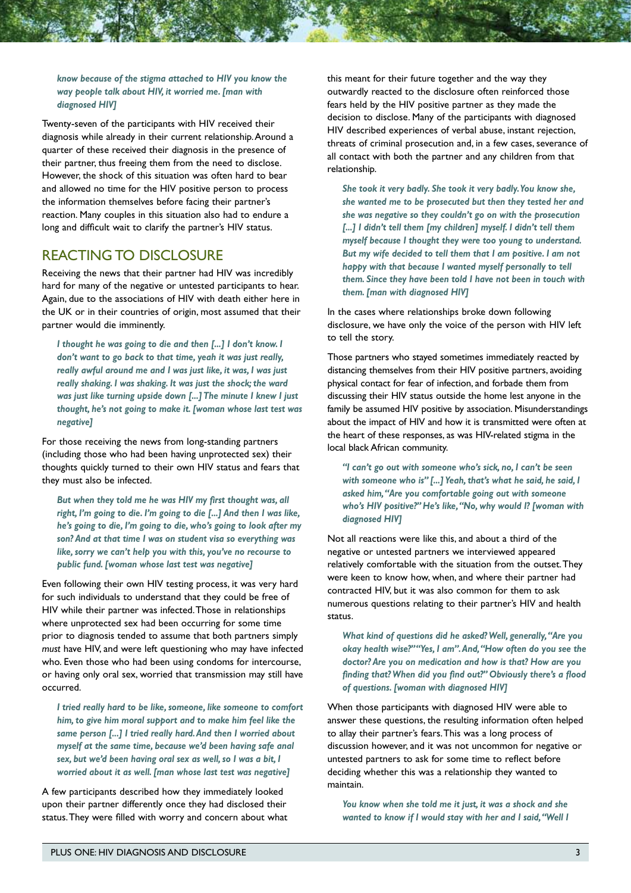*know because of the stigma attached to HIV you know the way people talk about HIV, it worried me. [man with diagnosed HIV]*

Twenty-seven of the participants with HIV received their diagnosis while already in their current relationship. Around a quarter of these received their diagnosis in the presence of their partner, thus freeing them from the need to disclose. However, the shock of this situation was often hard to bear and allowed no time for the HIV positive person to process the information themselves before facing their partner's reaction. Many couples in this situation also had to endure a long and difficult wait to clarify the partner's HIV status.

## REACTING TO DISCLOSURE

Receiving the news that their partner had HIV was incredibly hard for many of the negative or untested participants to hear. Again, due to the associations of HIV with death either here in the UK or in their countries of origin, most assumed that their partner would die imminently.

> *I thought he was going to die and then [...] I don't know. I don't want to go back to that time, yeah it was just really, really awful around me and I was just like, it was, I was just really shaking. I was shaking. It was just the shock; the ward was just like turning upside down [...] The minute I knew I just thought, he's not going to make it. [woman whose last test was negative]*

For those receiving the news from long-standing partners (including those who had been having unprotected sex) their thoughts quickly turned to their own HIV status and fears that they must also be infected.

> *But when they told me he was HIV my first thought was, all right, I'm going to die. I'm going to die [...] And then I was like, he's going to die, I'm going to die, who's going to look after my son? And at that time I was on student visa so everything was like, sorry we can't help you with this, you've no recourse to public fund. [woman whose last test was negative]*

Even following their own HIV testing process, it was very hard for such individuals to understand that they could be free of HIV while their partner was infected. Those in relationships where unprotected sex had been occurring for some time prior to diagnosis tended to assume that both partners simply *must* have HIV, and were left questioning who may have infected who. Even those who had been using condoms for intercourse, or having only oral sex, worried that transmission may still have occurred.

> *I tried really hard to be like, someone, like someone to comfort him, to give him moral support and to make him feel like the same person [...] I tried really hard. And then I worried about myself at the same time, because we'd been having safe anal sex, but we'd been having oral sex as well, so I was a bit, I worried about it as well. [man whose last test was negative]*

A few participants described how they immediately looked upon their partner differently once they had disclosed their status. They were filled with worry and concern about what this meant for their future together and the way they outwardly reacted to the disclosure often reinforced those fears held by the HIV positive partner as they made the decision to disclose. Many of the participants with diagnosed HIV described experiences of verbal abuse, instant rejection, threats of criminal prosecution and, in a few cases, severance of all contact with both the partner and any children from that relationship.

> *She took it very badly. She took it very badly. You know she, she wanted me to be prosecuted but then they tested her and she was negative so they couldn't go on with the prosecution [...] I didn't tell them [my children] myself. I didn't tell them myself because I thought they were too young to understand. But my wife decided to tell them that I am positive. I am not happy with that because I wanted myself personally to tell them. Since they have been told I have not been in touch with them. [man with diagnosed HIV]*

In the cases where relationships broke down following disclosure, we have only the voice of the person with HIV left to tell the story.

Those partners who stayed sometimes immediately reacted by distancing themselves from their HIV positive partners, avoiding physical contact for fear of infection, and forbade them from discussing their HIV status outside the home lest anyone in the family be assumed HIV positive by association. Misunderstandings about the impact of HIV and how it is transmitted were often at the heart of these responses, as was HIV-related stigma in the local black African community.

> *"I can't go out with someone who's sick, no, I can't be seen with someone who is" [...] Yeah, that's what he said, he said, I asked him, "Are you comfortable going out with someone who's HIV positive?" He's like, "No, why would I? [woman with diagnosed HIV]*

Not all reactions were like this, and about a third of the negative or untested partners we interviewed appeared relatively comfortable with the situation from the outset. They were keen to know how, when, and where their partner had contracted HIV, but it was also common for them to ask numerous questions relating to their partner's HIV and health status.

> *What kind of questions did he asked? Well, generally, "Are you okay health wise?" "Yes, I am". And, "How often do you see the doctor? Are you on medication and how is that? How are you finding that? When did you find out?" Obviously there's a flood of questions. [woman with diagnosed HIV]*

When those participants with diagnosed HIV were able to answer these questions, the resulting information often helped to allay their partner's fears. This was a long process of discussion however, and it was not uncommon for negative or untested partners to ask for some time to reflect before deciding whether this was a relationship they wanted to maintain.

> *You know when she told me it just, it was a shock and she wanted to know if I would stay with her and I said, "Well I*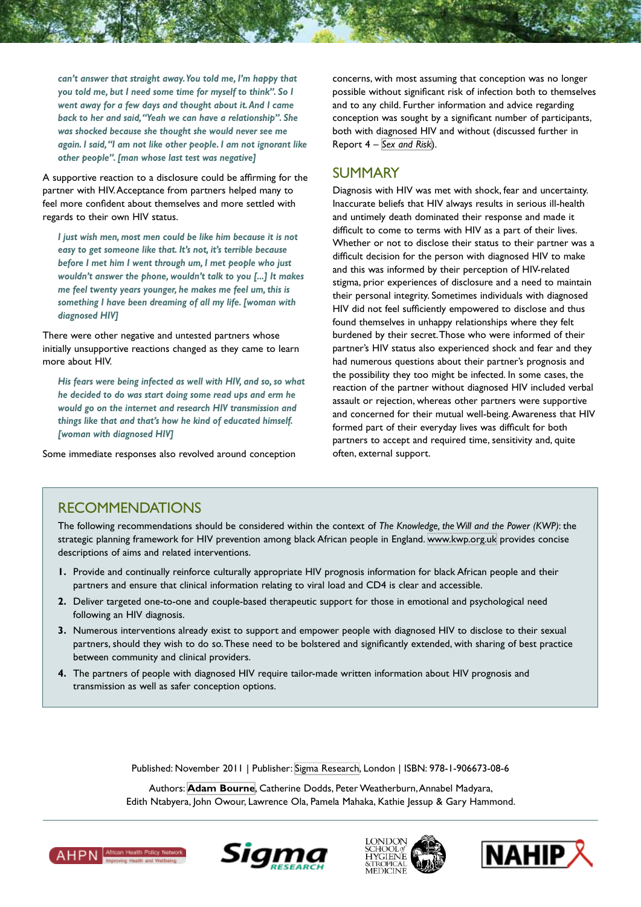*can't answer that straight away. You told me, I'm happy that you told me, but I need some time for myself to think". So I went away for a few days and thought about it. And I came back to her and said, "Yeah we can have a relationship". She was shocked because she thought she would never see me again. I said, "I am not like other people. I am not ignorant like other people". [man whose last test was negative]*

A supportive reaction to a disclosure could be affirming for the partner with HIV. Acceptance from partners helped many to feel more confident about themselves and more settled with regards to their own HIV status.

*I just wish men, most men could be like him because it is not easy to get someone like that. It's not, it's terrible because before I met him I went through um, I met people who just wouldn't answer the phone, wouldn't talk to you [...] It makes me feel twenty years younger, he makes me feel um, this is something I have been dreaming of all my life. [woman with diagnosed HIV]*

There were other negative and untested partners whose initially unsupportive reactions changed as they came to learn more about HIV.

*His fears were being infected as well with HIV, and so, so what he decided to do was start doing some read ups and erm he would go on the internet and research HIV transmission and things like that and that's how he kind of educated himself. [woman with diagnosed HIV]*

Some immediate responses also revolved around conception concerns, with most assuming that conception was no longer possible without significant risk of infection both to themselves and to any child. Further information and advice regarding conception was sought by a significant number of participants, both with diagnosed HIV and without (discussed further in Report 4 – *Sex and Risk*).

## SUMMARY

Diagnosis with HIV was met with shock, fear and uncertainty. Inaccurate beliefs that HIV always results in serious ill-health and untimely death dominated their response and made it difficult to come to terms with HIV as a part of their lives. Whether or not to disclose their status to their partner was a difficult decision for the person with diagnosed HIV to make and this was informed by their perception of HIV-related stigma, prior experiences of disclosure and a need to maintain their personal integrity. Sometimes individuals with diagnosed HIV did not feel sufficiently empowered to disclose and thus found themselves in unhappy relationships where they felt burdened by their secret. Those who were informed of their partner's HIV status also experienced shock and fear and they had numerous questions about their partner's prognosis and the possibility they too might be infected. In some cases, the reaction of the partner without diagnosed HIV included verbal assault or rejection, whereas other partners were supportive and concerned for their mutual well-being. Awareness that HIV formed part of their everyday lives was difficult for both partners to accept and required time, sensitivity and, quite often, external support.

## RECOMMENDATIONS

The following recommendations should be considered within the context of *The Knowledge, the Will and the Power (KWP)*: the strategic planning framework for HIV prevention among black African people in England. www.kwp.org.uk provides concise descriptions of aims and related interventions.

1. Provide and continually reinforce culturally appropriate HIV prognosis information for black African people and their partners and ensure that clinical information relating to viral load and CD4 is clear and accessible.
2. Deliver targeted one-to-one and couple-based therapeutic support for those in emotional and psychological need following an HIV diagnosis.
3. Numerous interventions already exist to support and empower people with diagnosed HIV to disclose to their sexual partners, should they wish to do so. These need to be bolstered and significantly extended, with sharing of best practice between community and clinical providers.
4. The partners of people with diagnosed HIV require tailor-made written information about HIV prognosis and transmission as well as safer conception options.

Published: November 2011 | Publisher: Sigma Research, London | ISBN: 978-1-906673-08-6

Authors: **Adam Bourne**, Catherine Dodds, Peter Weatherburn, Annabel Madyara, Edith Ntabyera, John Owour, Lawrence Ola, Pamela Mahaka, Kathie Jessup & Gary Hammond.

AHPN African Health Policy Network – Improving Health and Wellbeing | Sigma RESEARCH | LONDON SCHOOL of HYGIENE & TROPICAL MEDICINE | NAHIP